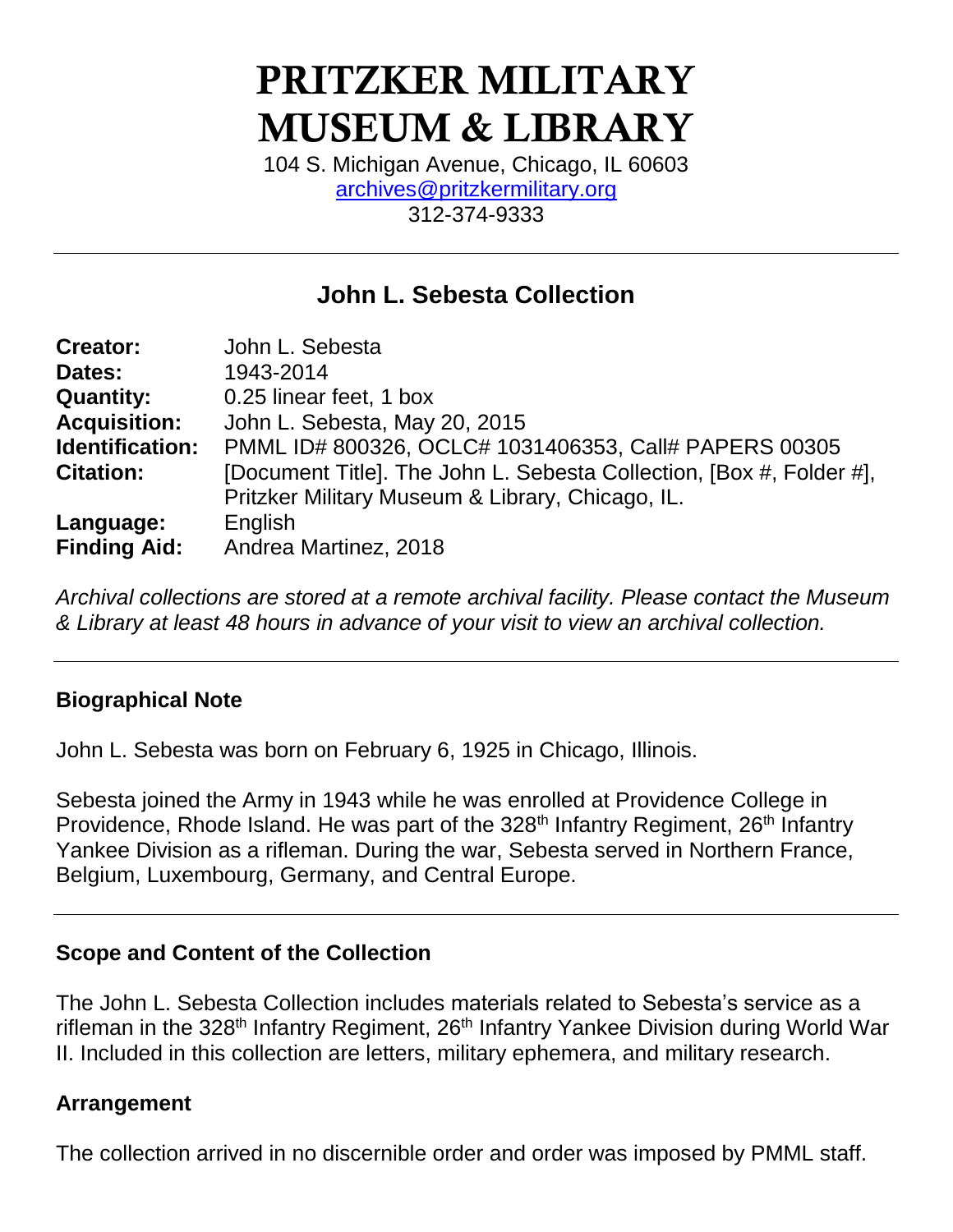# PRITZKER MILITARY MUSEUM & LIBRARY

104 S. Michigan Avenue, Chicago, IL 60603
archives@pritzkermilitary.org
312-374-9333

---

## John L. Sebesta Collection

| | |
|---|---|
| **Creator:** | John L. Sebesta |
| **Dates:** | 1943-2014 |
| **Quantity:** | 0.25 linear feet, 1 box |
| **Acquisition:** | John L. Sebesta, May 20, 2015 |
| **Identification:** | PMML ID# 800326, OCLC# 1031406353, Call# PAPERS 00305 |
| **Citation:** | [Document Title]. The John L. Sebesta Collection, [Box #, Folder #], Pritzker Military Museum & Library, Chicago, IL. |
| **Language:** | English |
| **Finding Aid:** | Andrea Martinez, 2018 |

*Archival collections are stored at a remote archival facility. Please contact the Museum & Library at least 48 hours in advance of your visit to view an archival collection.*

---

### Biographical Note

John L. Sebesta was born on February 6, 1925 in Chicago, Illinois.

Sebesta joined the Army in 1943 while he was enrolled at Providence College in Providence, Rhode Island. He was part of the 328th Infantry Regiment, 26th Infantry Yankee Division as a rifleman. During the war, Sebesta served in Northern France, Belgium, Luxembourg, Germany, and Central Europe.

---

### Scope and Content of the Collection

The John L. Sebesta Collection includes materials related to Sebesta's service as a rifleman in the 328th Infantry Regiment, 26th Infantry Yankee Division during World War II. Included in this collection are letters, military ephemera, and military research.

### Arrangement

The collection arrived in no discernible order and order was imposed by PMML staff.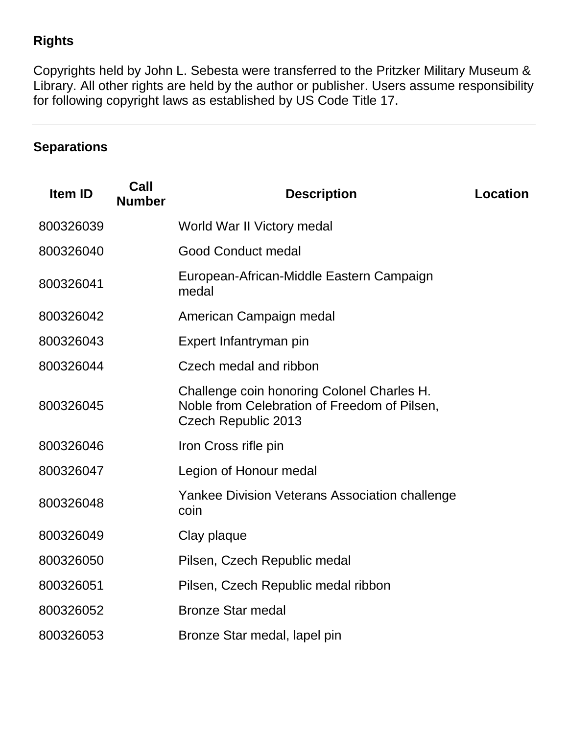## Rights

Copyrights held by John L. Sebesta were transferred to the Pritzker Military Museum & Library. All other rights are held by the author or publisher. Users assume responsibility for following copyright laws as established by US Code Title 17.

---

## Separations

| Item ID | Call Number | Description | Location |
|---|---|---|---|
| 800326039 | | World War II Victory medal | |
| 800326040 | | Good Conduct medal | |
| 800326041 | | European-African-Middle Eastern Campaign medal | |
| 800326042 | | American Campaign medal | |
| 800326043 | | Expert Infantryman pin | |
| 800326044 | | Czech medal and ribbon | |
| 800326045 | | Challenge coin honoring Colonel Charles H. Noble from Celebration of Freedom of Pilsen, Czech Republic 2013 | |
| 800326046 | | Iron Cross rifle pin | |
| 800326047 | | Legion of Honour medal | |
| 800326048 | | Yankee Division Veterans Association challenge coin | |
| 800326049 | | Clay plaque | |
| 800326050 | | Pilsen, Czech Republic medal | |
| 800326051 | | Pilsen, Czech Republic medal ribbon | |
| 800326052 | | Bronze Star medal | |
| 800326053 | | Bronze Star medal, lapel pin | |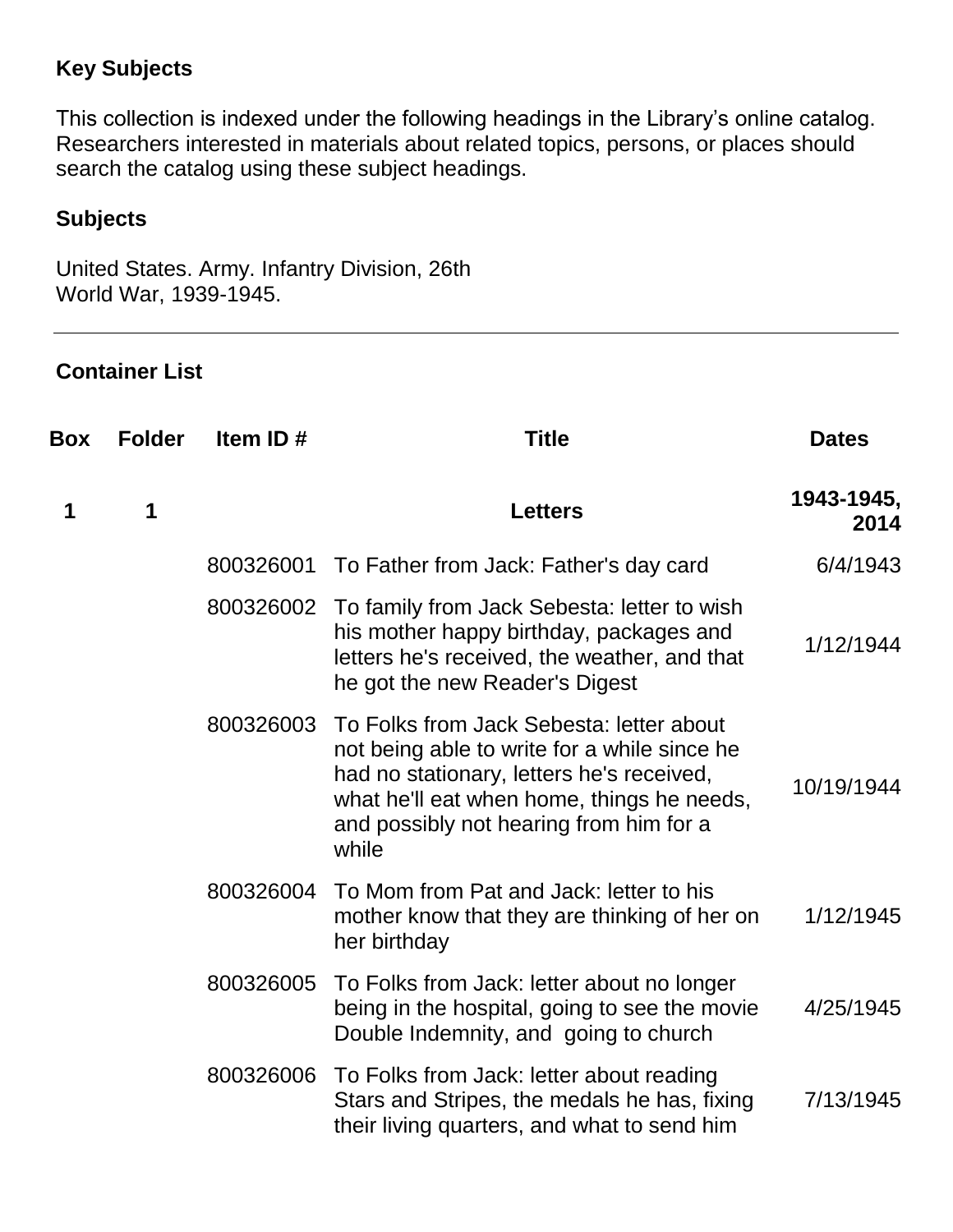## Key Subjects

This collection is indexed under the following headings in the Library's online catalog. Researchers interested in materials about related topics, persons, or places should search the catalog using these subject headings.

### Subjects

United States. Army. Infantry Division, 26th
World War, 1939-1945.

---

## Container List

| Box | Folder | Item ID # | Title | Dates |
|---|---|---|---|---|
| **1** | **1** | | **Letters** | **1943-1945, 2014** |
| | | 800326001 | To Father from Jack: Father's day card | 6/4/1943 |
| | | 800326002 | To family from Jack Sebesta: letter to wish his mother happy birthday, packages and letters he's received, the weather, and that he got the new Reader's Digest | 1/12/1944 |
| | | 800326003 | To Folks from Jack Sebesta: letter about not being able to write for a while since he had no stationary, letters he's received, what he'll eat when home, things he needs, and possibly not hearing from him for a while | 10/19/1944 |
| | | 800326004 | To Mom from Pat and Jack: letter to his mother know that they are thinking of her on her birthday | 1/12/1945 |
| | | 800326005 | To Folks from Jack: letter about no longer being in the hospital, going to see the movie Double Indemnity, and going to church | 4/25/1945 |
| | | 800326006 | To Folks from Jack: letter about reading Stars and Stripes, the medals he has, fixing their living quarters, and what to send him | 7/13/1945 |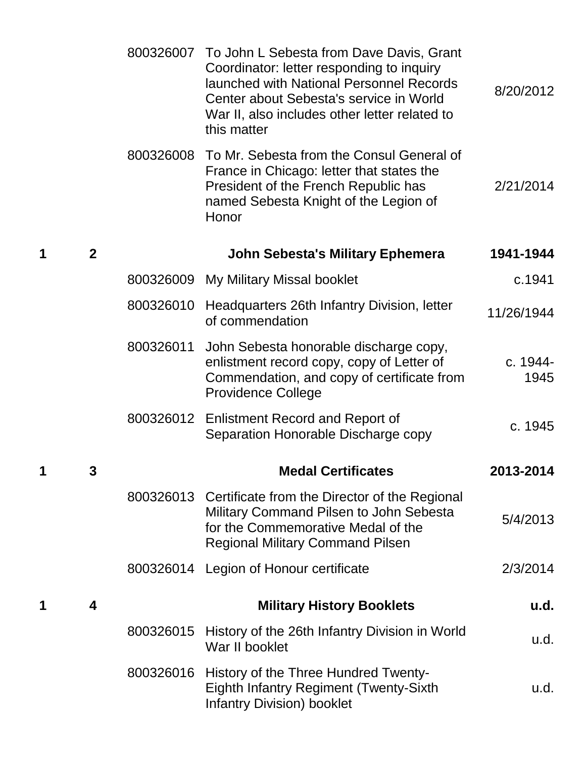| Box | Folder | Item | Description | Date |
|---|---|---|---|---|
| | | 800326007 | To John L Sebesta from Dave Davis, Grant Coordinator: letter responding to inquiry launched with National Personnel Records Center about Sebesta's service in World War II, also includes other letter related to this matter | 8/20/2012 |
| | | 800326008 | To Mr. Sebesta from the Consul General of France in Chicago: letter that states the President of the French Republic has named Sebesta Knight of the Legion of Honor | 2/21/2014 |
| **1** | **2** | | **John Sebesta's Military Ephemera** | **1941-1944** |
| | | 800326009 | My Military Missal booklet | c.1941 |
| | | 800326010 | Headquarters 26th Infantry Division, letter of commendation | 11/26/1944 |
| | | 800326011 | John Sebesta honorable discharge copy, enlistment record copy, copy of Letter of Commendation, and copy of certificate from Providence College | c. 1944-1945 |
| | | 800326012 | Enlistment Record and Report of Separation Honorable Discharge copy | c. 1945 |
| **1** | **3** | | **Medal Certificates** | **2013-2014** |
| | | 800326013 | Certificate from the Director of the Regional Military Command Pilsen to John Sebesta for the Commemorative Medal of the Regional Military Command Pilsen | 5/4/2013 |
| | | 800326014 | Legion of Honour certificate | 2/3/2014 |
| **1** | **4** | | **Military History Booklets** | **u.d.** |
| | | 800326015 | History of the 26th Infantry Division in World War II booklet | u.d. |
| | | 800326016 | History of the Three Hundred Twenty-Eighth Infantry Regiment (Twenty-Sixth Infantry Division) booklet | u.d. |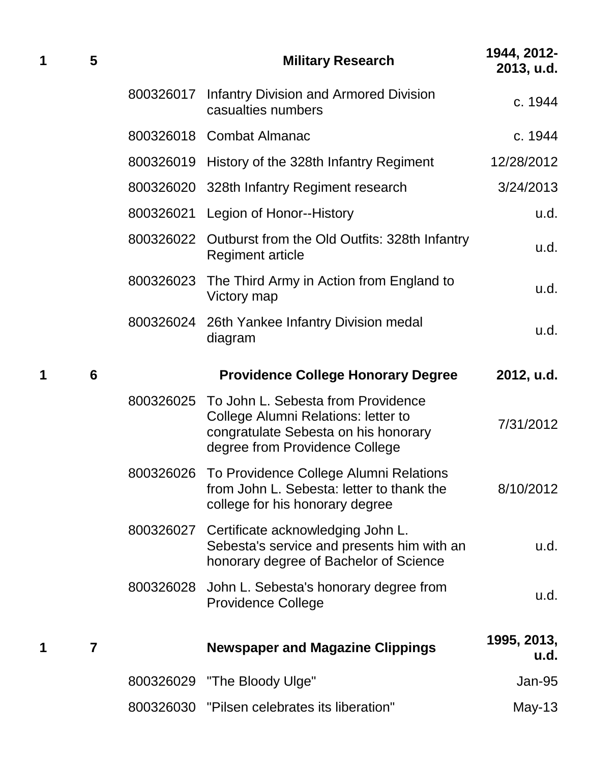| Box | Folder | Item ID | Title | Date |
|---|---|---|---|---|
| **1** | **5** | | **Military Research** | **1944, 2012-2013, u.d.** |
| | | 800326017 | Infantry Division and Armored Division casualties numbers | c. 1944 |
| | | 800326018 | Combat Almanac | c. 1944 |
| | | 800326019 | History of the 328th Infantry Regiment | 12/28/2012 |
| | | 800326020 | 328th Infantry Regiment research | 3/24/2013 |
| | | 800326021 | Legion of Honor--History | u.d. |
| | | 800326022 | Outburst from the Old Outfits: 328th Infantry Regiment article | u.d. |
| | | 800326023 | The Third Army in Action from England to Victory map | u.d. |
| | | 800326024 | 26th Yankee Infantry Division medal diagram | u.d. |
| **1** | **6** | | **Providence College Honorary Degree** | **2012, u.d.** |
| | | 800326025 | To John L. Sebesta from Providence College Alumni Relations: letter to congratulate Sebesta on his honorary degree from Providence College | 7/31/2012 |
| | | 800326026 | To Providence College Alumni Relations from John L. Sebesta: letter to thank the college for his honorary degree | 8/10/2012 |
| | | 800326027 | Certificate acknowledging John L. Sebesta's service and presents him with an honorary degree of Bachelor of Science | u.d. |
| | | 800326028 | John L. Sebesta's honorary degree from Providence College | u.d. |
| **1** | **7** | | **Newspaper and Magazine Clippings** | **1995, 2013, u.d.** |
| | | 800326029 | "The Bloody Ulge" | Jan-95 |
| | | 800326030 | "Pilsen celebrates its liberation" | May-13 |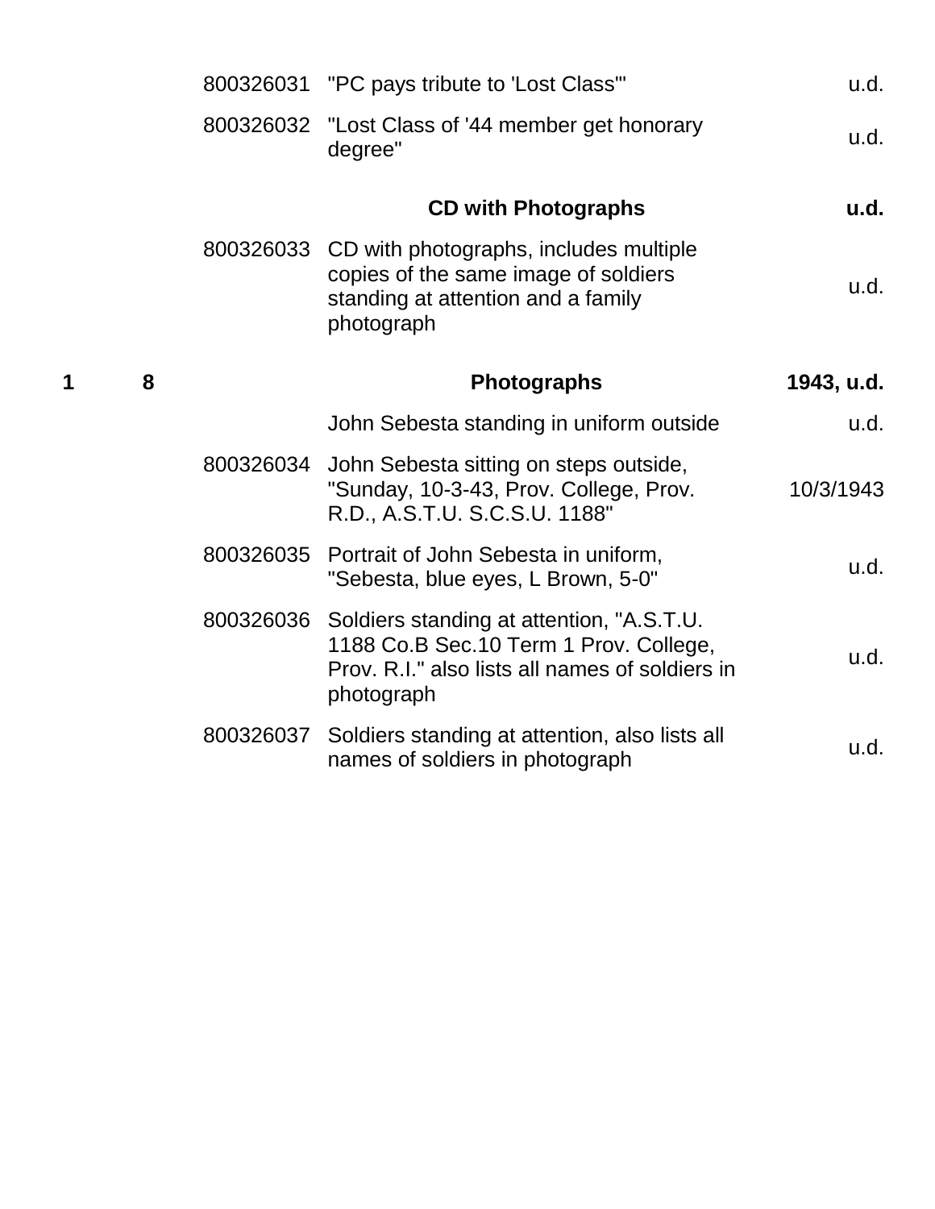| | | | | |
|---|---|---|---|---|
| | | 800326031 | "PC pays tribute to 'Lost Class'" | u.d. |
| | | 800326032 | "Lost Class of '44 member get honorary degree" | u.d. |
| | | | **CD with Photographs** | **u.d.** |
| | | 800326033 | CD with photographs, includes multiple copies of the same image of soldiers standing at attention and a family photograph | u.d. |
| **1** | **8** | | **Photographs** | **1943, u.d.** |
| | | | John Sebesta standing in uniform outside | u.d. |
| | | 800326034 | John Sebesta sitting on steps outside, "Sunday, 10-3-43, Prov. College, Prov. R.D., A.S.T.U. S.C.S.U. 1188" | 10/3/1943 |
| | | 800326035 | Portrait of John Sebesta in uniform, "Sebesta, blue eyes, L Brown, 5-0" | u.d. |
| | | 800326036 | Soldiers standing at attention, "A.S.T.U. 1188 Co.B Sec.10 Term 1 Prov. College, Prov. R.I." also lists all names of soldiers in photograph | u.d. |
| | | 800326037 | Soldiers standing at attention, also lists all names of soldiers in photograph | u.d. |